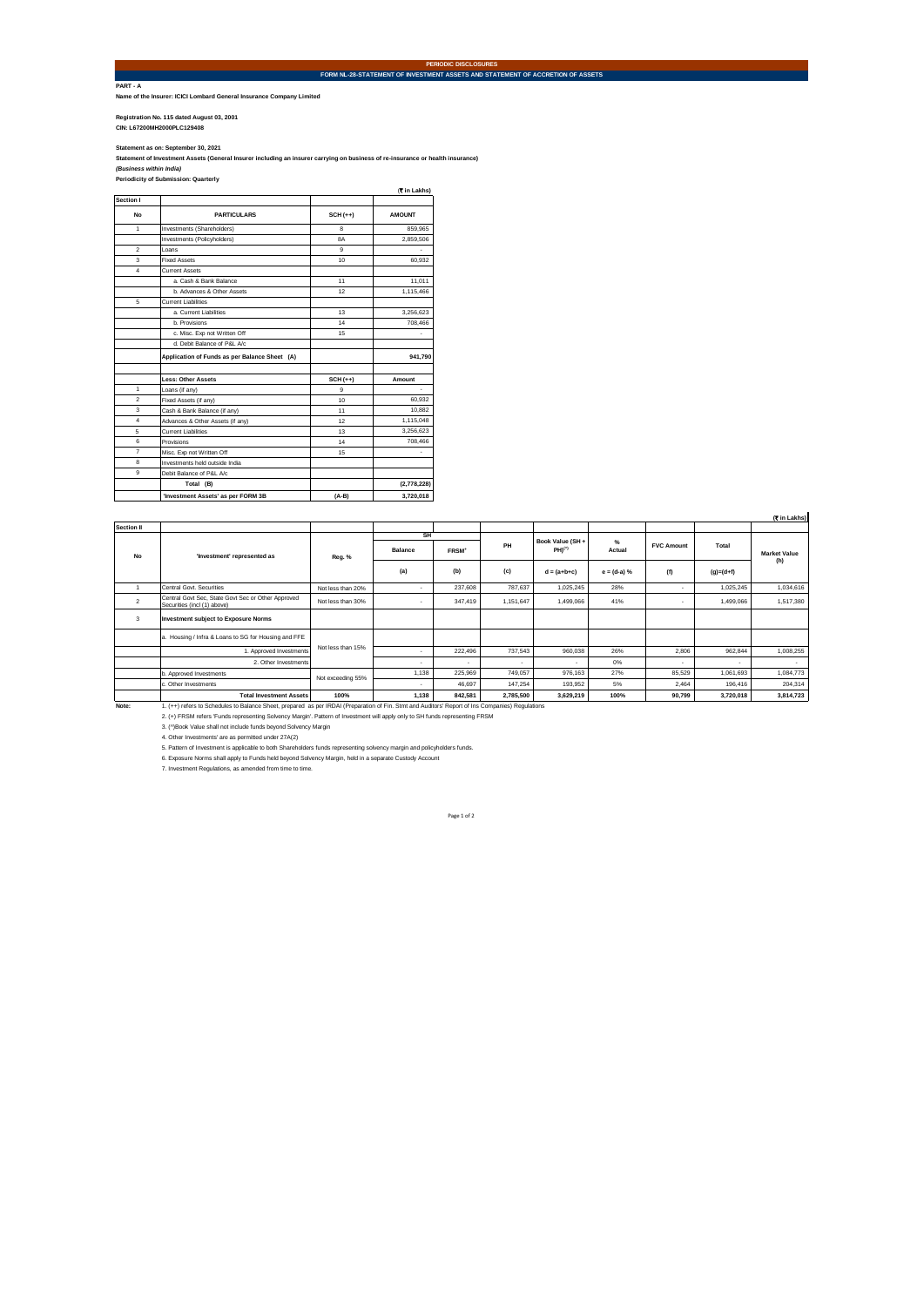**PERIODIC DISCLOSURES**

**FORM NL-28-STATEMENT OF INVESTMENT ASSETS AND STATEMENT OF ACCRETION OF ASSETS**

**PART - A**

**Name of the Insurer: ICICI Lombard General Insurance Company Limited**

**Registration No. 115 dated August 03, 2001**
**CIN: L67200MH2000PLC129408**

**Statement as on: September 30, 2021**
**Statement of Investment Assets (General Insurer including an insurer carrying on business of re-insurance or health insurance)**
***(Business within India)***
**Periodicity of Submission: Quarterly**

(₹ in Lakhs)

| Section I | | | |
|---|---|---|---|
| **No** | **PARTICULARS** | **SCH (++)** | **AMOUNT** |
| 1 | Investments (Shareholders) | 8 | 859,965 |
| | Investments (Policyholders) | 8A | 2,859,506 |
| 2 | Loans | 9 | - |
| 3 | Fixed Assets | 10 | 60,932 |
| 4 | Current Assets | | |
| | a. Cash & Bank Balance | 11 | 11,011 |
| | b. Advances & Other Assets | 12 | 1,115,466 |
| 5 | Current Liabilities | | |
| | a. Current Liabilities | 13 | 3,256,623 |
| | b. Provisions | 14 | 708,466 |
| | c. Misc. Exp not Written Off | 15 | - |
| | d. Debit Balance of P&L A/c | | |
| | **Application of Funds as per Balance Sheet (A)** | | **941,790** |
| | | | |
| | **Less: Other Assets** | **SCH (++)** | **Amount** |
| 1 | Loans (if any) | 9 | - |
| 2 | Fixed Assets (if any) | 10 | 60,932 |
| 3 | Cash & Bank Balance (if any) | 11 | 10,882 |
| 4 | Advances & Other Assets (if any) | 12 | 1,115,048 |
| 5 | Current Liabilities | 13 | 3,256,623 |
| 6 | Provisions | 14 | 708,466 |
| 7 | Misc. Exp not Written Off | 15 | - |
| 8 | Investments held outside India | | |
| 9 | Debit Balance of P&L A/c | | |
| | **Total (B)** | | **(2,778,228)** |
| | **'Investment Assets' as per FORM 3B** | **(A-B)** | **3,720,018** |

(₹ in Lakhs)

| Section II | | | SH | | | | | | | |
|---|---|---|---|---|---|---|---|---|---|---|
| **No** | **'Investment' represented as** | **Reg. %** | **Balance** | **FRSM+** | **PH** | **Book Value (SH + PH)(^)** | **% Actual** | **FVC Amount** | **Total** | **Market Value** |
| | | | **(a)** | **(b)** | **(c)** | **d = (a+b+c)** | **e = (d-a) %** | **(f)** | **(g)=(d+f)** | **(h)** |
| 1 | Central Govt. Securities | Not less than 20% | - | 237,608 | 787,637 | 1,025,245 | 28% | - | 1,025,245 | 1,034,616 |
| 2 | Central Govt Sec, State Govt Sec or Other Approved Securities (incl (1) above) | Not less than 30% | - | 347,419 | 1,151,647 | 1,499,066 | 41% | - | 1,499,066 | 1,517,380 |
| 3 | **Investment subject to Exposure Norms** | | | | | | | | | |
| | a. Housing / Infra & Loans to SG for Housing and FFE | Not less than 15% | | | | | | | | |
| | 1. Approved Investments | | - | 222,496 | 737,543 | 960,038 | 26% | 2,806 | 962,844 | 1,008,255 |
| | 2. Other Investments | | - | - | - | - | 0% | - | - | - |
| | b. Approved Investments | Not exceeding 55% | 1,138 | 225,969 | 749,057 | 976,163 | 27% | 85,529 | 1,061,693 | 1,084,773 |
| | c. Other Investments | | - | 46,697 | 147,254 | 193,952 | 5% | 2,464 | 196,416 | 204,314 |
| | **Total Investment Assets** | **100%** | **1,138** | **842,581** | **2,785,500** | **3,629,219** | **100%** | **90,799** | **3,720,018** | **3,814,723** |

**Note:**

1. (++) refers to Schedules to Balance Sheet, prepared as per IRDAI (Preparation of Fin. Stmt and Auditors' Report of Ins Companies) Regulations
2. (+) FRSM refers 'Funds representing Solvency Margin'. Pattern of Investment will apply only to SH funds representing FRSM
3. (^)Book Value shall not include funds beyond Solvency Margin
4. Other Investments' are as permitted under 27A(2)
5. Pattern of Investment is applicable to both Shareholders funds representing solvency margin and policyholders funds.
6. Exposure Norms shall apply to Funds held beyond Solvency Margin, held in a separate Custody Account
7. Investment Regulations, as amended from time to time.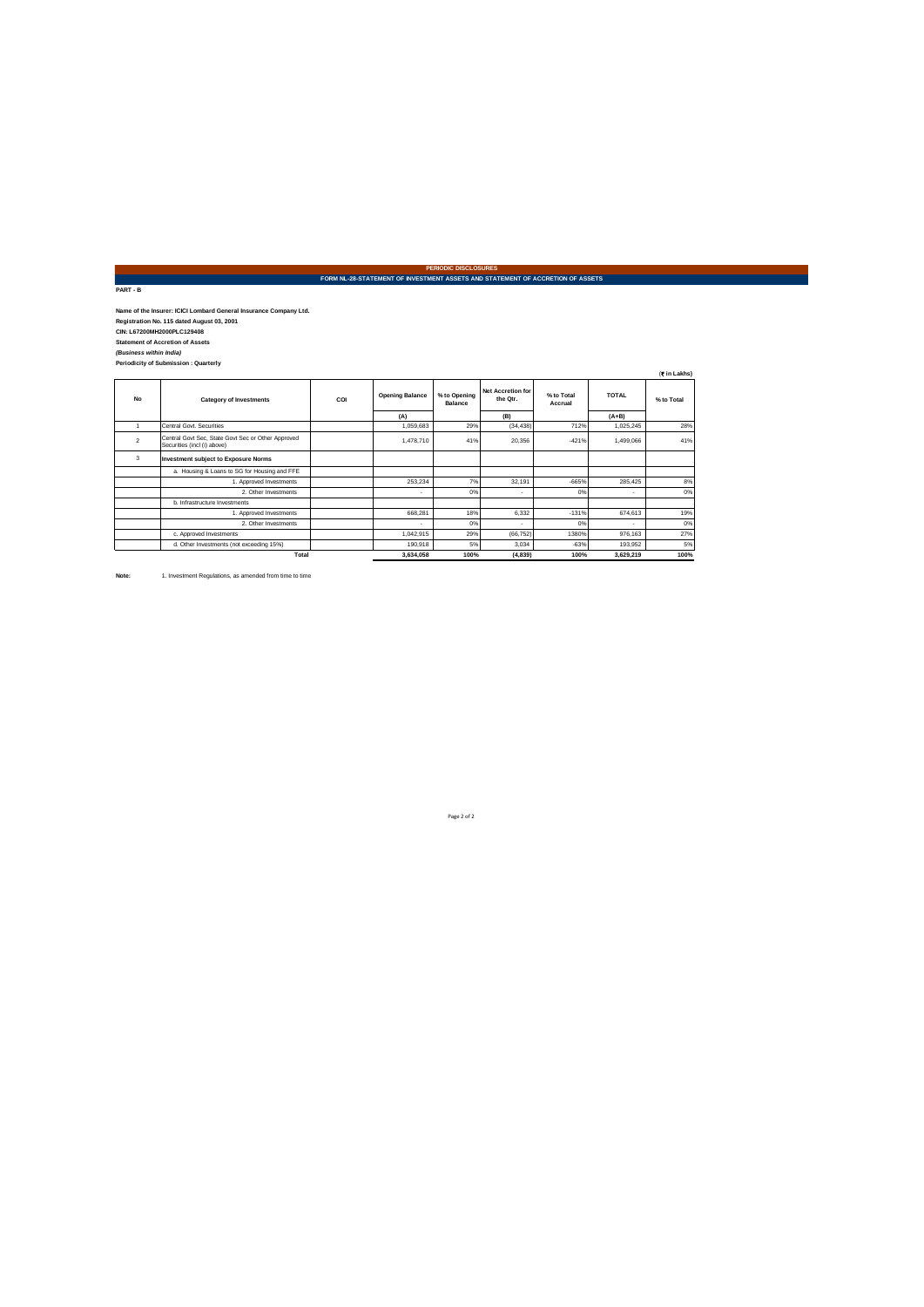PERIODIC DISCLOSURES

FORM NL-28-STATEMENT OF INVESTMENT ASSETS AND STATEMENT OF ACCRETION OF ASSETS

**PART - B**

**Name of the Insurer: ICICI Lombard General Insurance Company Ltd.**

**Registration No. 115 dated August 03, 2001**

**CIN: L67200MH2000PLC129408**

**Statement of Accretion of Assets**

***(Business within India)***

**Periodicity of Submission : Quarterly**

(₹ in Lakhs)

| No | Category of Investments | COI | Opening Balance | % to Opening Balance | Net Accretion for the Qtr. | % to Total Accrual | TOTAL | % to Total |
|---|---|---|---|---|---|---|---|---|
| | | | (A) | | (B) | | (A+B) | |
| 1 | Central Govt. Securities | | 1,059,683 | 29% | (34,438) | 712% | 1,025,245 | 28% |
| 2 | Central Govt Sec, State Govt Sec or Other Approved Securities (incl (i) above) | | 1,478,710 | 41% | 20,356 | -421% | 1,499,066 | 41% |
| 3 | **Investment subject to Exposure Norms** | | | | | | | |
| | a. Housing & Loans to SG for Housing and FFE | | | | | | | |
| | 1. Approved Investments | | 253,234 | 7% | 32,191 | -665% | 285,425 | 8% |
| | 2. Other Investments | | - | 0% | - | 0% | - | 0% |
| | b. Infrastructure Investments | | | | | | | |
| | 1. Approved Investments | | 668,281 | 18% | 6,332 | -131% | 674,613 | 19% |
| | 2. Other Investments | | - | 0% | - | 0% | - | 0% |
| | c. Approved Investments | | 1,042,915 | 29% | (66,752) | 1380% | 976,163 | 27% |
| | d. Other Investments (not exceeding 15%) | | 190,918 | 5% | 3,034 | -63% | 193,952 | 5% |
| | **Total** | | **3,634,058** | **100%** | **(4,839)** | **100%** | **3,629,219** | **100%** |

**Note:** 1. Investment Regulations, as amended from time to time